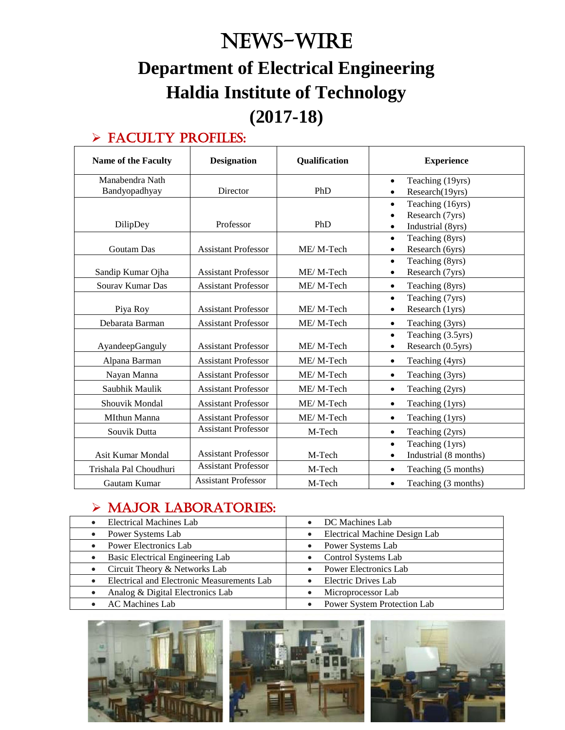# NEWS-WIRE

# Department of Electrical Engineering

# Haldia Institute of Technology

# (2017-18)

## ➢ FACULTY PROFILES:

| Name of the Faculty | Designation | Qualification | Experience |
|---|---|---|---|
| Manabendra Nath Bandyopadhyay | Director | PhD | • Teaching (19yrs)<br>• Research(19yrs) |
| DilipDey | Professor | PhD | • Teaching (16yrs)<br>• Research (7yrs)<br>• Industrial (8yrs) |
| Goutam Das | Assistant Professor | ME/ M-Tech | • Teaching (8yrs)<br>• Research (6yrs) |
| Sandip Kumar Ojha | Assistant Professor | ME/ M-Tech | • Teaching (8yrs)<br>• Research (7yrs) |
| Sourav Kumar Das | Assistant Professor | ME/ M-Tech | • Teaching (8yrs) |
| Piya Roy | Assistant Professor | ME/ M-Tech | • Teaching (7yrs)<br>• Research (1yrs) |
| Debarata Barman | Assistant Professor | ME/ M-Tech | • Teaching (3yrs) |
| AyandeepGanguly | Assistant Professor | ME/ M-Tech | • Teaching (3.5yrs)<br>• Research (0.5yrs) |
| Alpana Barman | Assistant Professor | ME/ M-Tech | • Teaching (4yrs) |
| Nayan Manna | Assistant Professor | ME/ M-Tech | • Teaching (3yrs) |
| Saubhik Maulik | Assistant Professor | ME/ M-Tech | • Teaching (2yrs) |
| Shouvik Mondal | Assistant Professor | ME/ M-Tech | • Teaching (1yrs) |
| MIthun Manna | Assistant Professor | ME/ M-Tech | • Teaching (1yrs) |
| Souvik Dutta | Assistant Professor | M-Tech | • Teaching (2yrs) |
| Asit Kumar Mondal | Assistant Professor | M-Tech | • Teaching (1yrs)<br>• Industrial (8 months) |
| Trishala Pal Choudhuri | Assistant Professor | M-Tech | • Teaching (5 months) |
| Gautam Kumar | Assistant Professor | M-Tech | • Teaching (3 months) |

## ➢ MAJOR LABORATORIES:

| | |
|---|---|
| • Electrical Machines Lab | • DC Machines Lab |
| • Power Systems Lab | • Electrical Machine Design Lab |
| • Power Electronics Lab | • Power Systems Lab |
| • Basic Electrical Engineering Lab | • Control Systems Lab |
| • Circuit Theory & Networks Lab | • Power Electronics Lab |
| • Electrical and Electronic Measurements Lab | • Electric Drives Lab |
| • Analog & Digital Electronics Lab | • Microprocessor Lab |
| • AC Machines Lab | • Power System Protection Lab |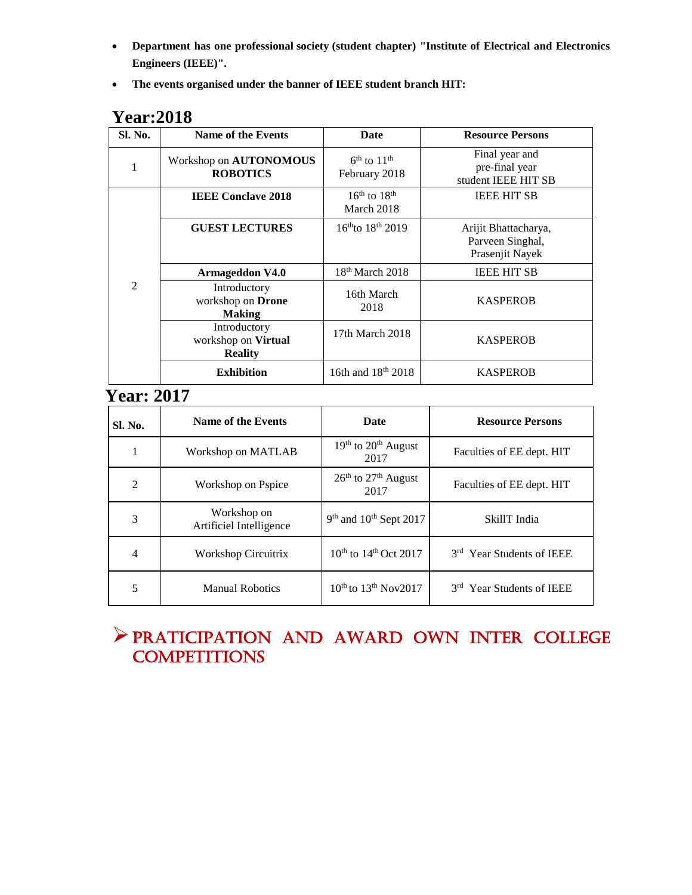- **Department has one professional society (student chapter) "Institute of Electrical and Electronics Engineers (IEEE)".**
- **The events organised under the banner of IEEE student branch HIT:**

## Year:2018

| Sl. No. | Name of the Events | Date | Resource Persons |
|---|---|---|---|
| 1 | Workshop on **AUTONOMOUS ROBOTICS** | 6th to 11th February 2018 | Final year and pre-final year student IEEE HIT SB |
| 2 | **IEEE Conclave 2018** | 16th to 18th March 2018 | IEEE HIT SB |
| | **GUEST LECTURES** | 16thto 18th 2019 | Arijit Bhattacharya, Parveen Singhal, Prasenjit Nayek |
| | **Armageddon V4.0** | 18th March 2018 | IEEE HIT SB |
| | Introductory workshop on **Drone Making** | 16th March 2018 | KASPEROB |
| | Introductory workshop on **Virtual Reality** | 17th March 2018 | KASPEROB |
| | **Exhibition** | 16th and 18th 2018 | KASPEROB |

## Year: 2017

| Sl. No. | Name of the Events | Date | Resource Persons |
|---|---|---|---|
| 1 | Workshop on MATLAB | 19th to 20th August 2017 | Faculties of EE dept. HIT |
| 2 | Workshop on Pspice | 26th to 27th August 2017 | Faculties of EE dept. HIT |
| 3 | Workshop on Artificiel Intelligence | 9th and 10th Sept 2017 | SkillT India |
| 4 | Workshop Circuitrix | 10th to 14th Oct 2017 | 3rd Year Students of IEEE |
| 5 | Manual Robotics | 10th to 13th Nov2017 | 3rd Year Students of IEEE |

## ➢ PRATICIPATION AND AWARD OWN INTER COLLEGE COMPETITIONS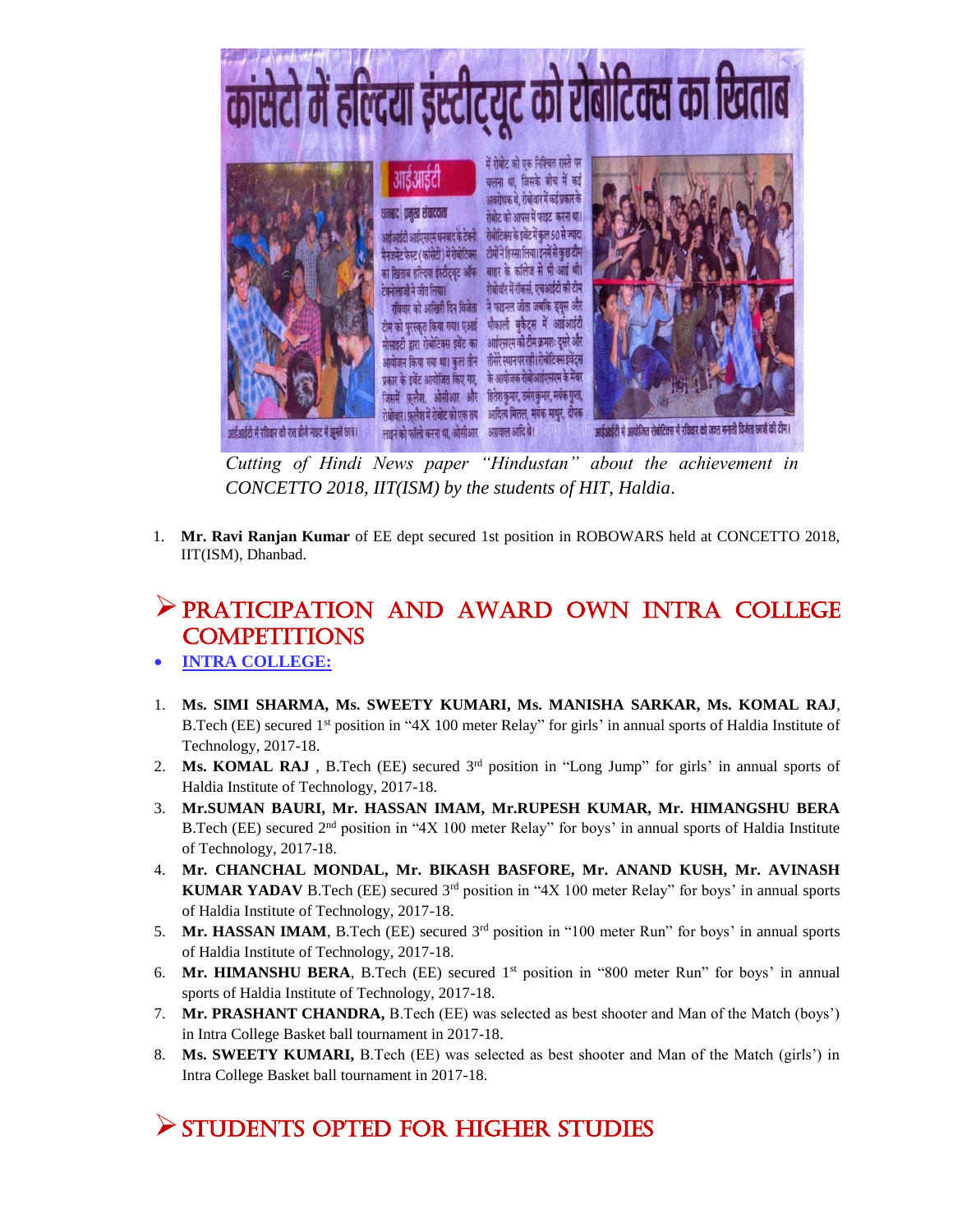*Cutting of Hindi News paper "Hindustan" about the achievement in CONCETTO 2018, IIT(ISM) by the students of HIT, Haldia.*

1. **Mr. Ravi Ranjan Kumar** of EE dept secured 1st position in ROBOWARS held at CONCETTO 2018, IIT(ISM), Dhanbad.

## ➢ PRATICIPATION AND AWARD OWN INTRA COLLEGE COMPETITIONS

- **INTRA COLLEGE:**

1. **Ms. SIMI SHARMA, Ms. SWEETY KUMARI, Ms. MANISHA SARKAR, Ms. KOMAL RAJ**, B.Tech (EE) secured 1st position in "4X 100 meter Relay" for girls' in annual sports of Haldia Institute of Technology, 2017-18.
2. **Ms. KOMAL RAJ** , B.Tech (EE) secured 3rd position in "Long Jump" for girls' in annual sports of Haldia Institute of Technology, 2017-18.
3. **Mr.SUMAN BAURI, Mr. HASSAN IMAM, Mr.RUPESH KUMAR, Mr. HIMANGSHU BERA** B.Tech (EE) secured 2nd position in "4X 100 meter Relay" for boys' in annual sports of Haldia Institute of Technology, 2017-18.
4. **Mr. CHANCHAL MONDAL, Mr. BIKASH BASFORE, Mr. ANAND KUSH, Mr. AVINASH KUMAR YADAV** B.Tech (EE) secured 3rd position in "4X 100 meter Relay" for boys' in annual sports of Haldia Institute of Technology, 2017-18.
5. **Mr. HASSAN IMAM**, B.Tech (EE) secured 3rd position in "100 meter Run" for boys' in annual sports of Haldia Institute of Technology, 2017-18.
6. **Mr. HIMANSHU BERA**, B.Tech (EE) secured 1st position in "800 meter Run" for boys' in annual sports of Haldia Institute of Technology, 2017-18.
7. **Mr. PRASHANT CHANDRA,** B.Tech (EE) was selected as best shooter and Man of the Match (boys') in Intra College Basket ball tournament in 2017-18.
8. **Ms. SWEETY KUMARI,** B.Tech (EE) was selected as best shooter and Man of the Match (girls') in Intra College Basket ball tournament in 2017-18.

## ➢ STUDENTS OPTED FOR HIGHER STUDIES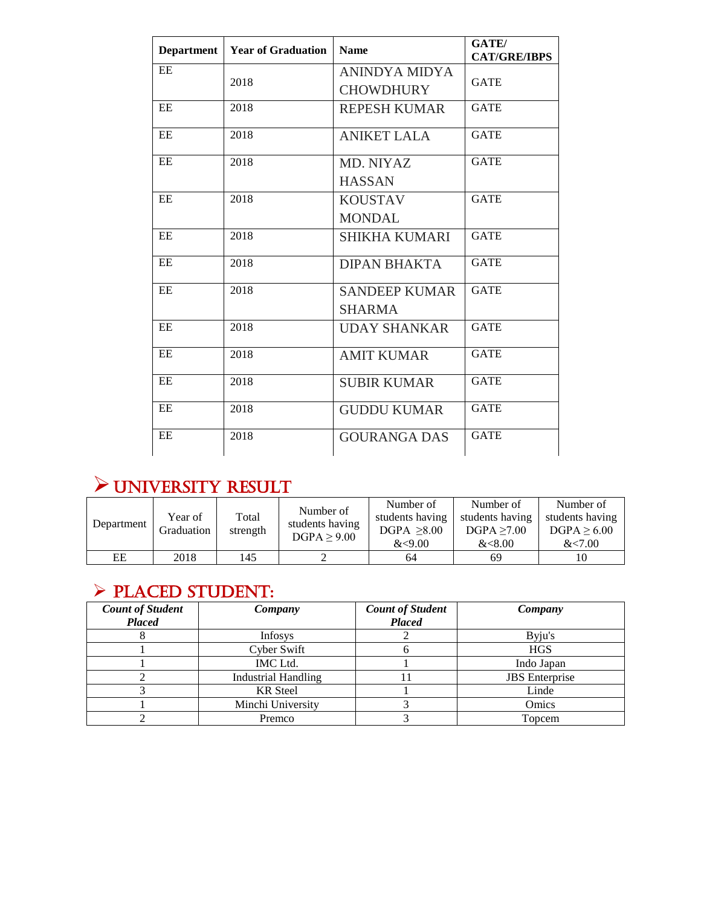| Department | Year of Graduation | Name | GATE/ CAT/GRE/IBPS |
|---|---|---|---|
| EE | 2018 | ANINDYA MIDYA CHOWDHURY | GATE |
| EE | 2018 | REPESH KUMAR | GATE |
| EE | 2018 | ANIKET LALA | GATE |
| EE | 2018 | MD. NIYAZ HASSAN | GATE |
| EE | 2018 | KOUSTAV MONDAL | GATE |
| EE | 2018 | SHIKHA KUMARI | GATE |
| EE | 2018 | DIPAN BHAKTA | GATE |
| EE | 2018 | SANDEEP KUMAR SHARMA | GATE |
| EE | 2018 | UDAY SHANKAR | GATE |
| EE | 2018 | AMIT KUMAR | GATE |
| EE | 2018 | SUBIR KUMAR | GATE |
| EE | 2018 | GUDDU KUMAR | GATE |
| EE | 2018 | GOURANGA DAS | GATE |

## ➢ UNIVERSITY RESULT

| Department | Year of Graduation | Total strength | Number of students having DGPA ≥ 9.00 | Number of students having DGPA ≥8.00 &<9.00 | Number of students having DGPA ≥7.00 &<8.00 | Number of students having DGPA ≥ 6.00 &<7.00 |
|---|---|---|---|---|---|---|
| EE | 2018 | 145 | 2 | 64 | 69 | 10 |

## ➢ PLACED STUDENT:

| *Count of Student Placed* | *Company* | *Count of Student Placed* | *Company* |
|---|---|---|---|
| 8 | Infosys | 2 | Byju's |
| 1 | Cyber Swift | 6 | HGS |
| 1 | IMC Ltd. | 1 | Indo Japan |
| 2 | Industrial Handling | 11 | JBS Enterprise |
| 3 | KR Steel | 1 | Linde |
| 1 | Minchi University | 3 | Omics |
| 2 | Premco | 3 | Topcem |